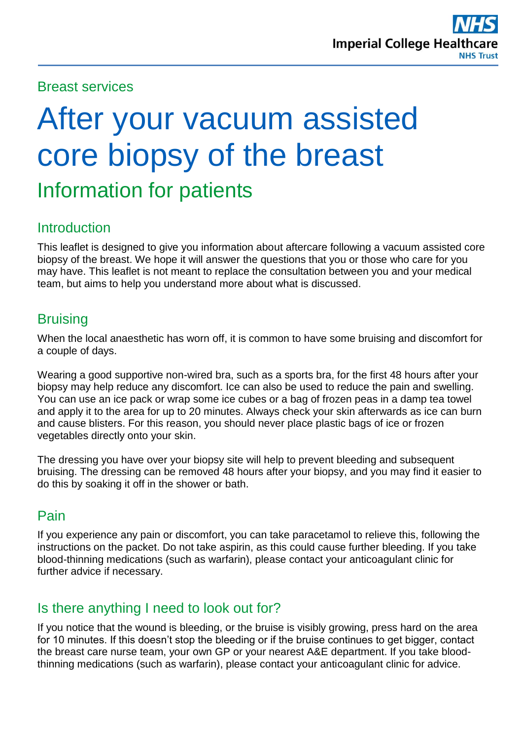Breast services

# After your vacuum assisted core biopsy of the breast

## Information for patients

### Introduction

This leaflet is designed to give you information about aftercare following a vacuum assisted core biopsy of the breast. We hope it will answer the questions that you or those who care for you may have. This leaflet is not meant to replace the consultation between you and your medical team, but aims to help you understand more about what is discussed.

### Bruising

When the local anaesthetic has worn off, it is common to have some bruising and discomfort for a couple of days.

Wearing a good supportive non-wired bra, such as a sports bra, for the first 48 hours after your biopsy may help reduce any discomfort. Ice can also be used to reduce the pain and swelling. You can use an ice pack or wrap some ice cubes or a bag of frozen peas in a damp tea towel and apply it to the area for up to 20 minutes. Always check your skin afterwards as ice can burn and cause blisters. For this reason, you should never place plastic bags of ice or frozen vegetables directly onto your skin.

The dressing you have over your biopsy site will help to prevent bleeding and subsequent bruising. The dressing can be removed 48 hours after your biopsy, and you may find it easier to do this by soaking it off in the shower or bath.

### Pain

If you experience any pain or discomfort, you can take paracetamol to relieve this, following the instructions on the packet. Do not take aspirin, as this could cause further bleeding. If you take blood-thinning medications (such as warfarin), please contact your anticoagulant clinic for further advice if necessary.

### Is there anything I need to look out for?

If you notice that the wound is bleeding, or the bruise is visibly growing, press hard on the area for 10 minutes. If this doesn't stop the bleeding or if the bruise continues to get bigger, contact the breast care nurse team, your own GP or your nearest A&E department. If you take blood-thinning medications (such as warfarin), please contact your anticoagulant clinic for advice.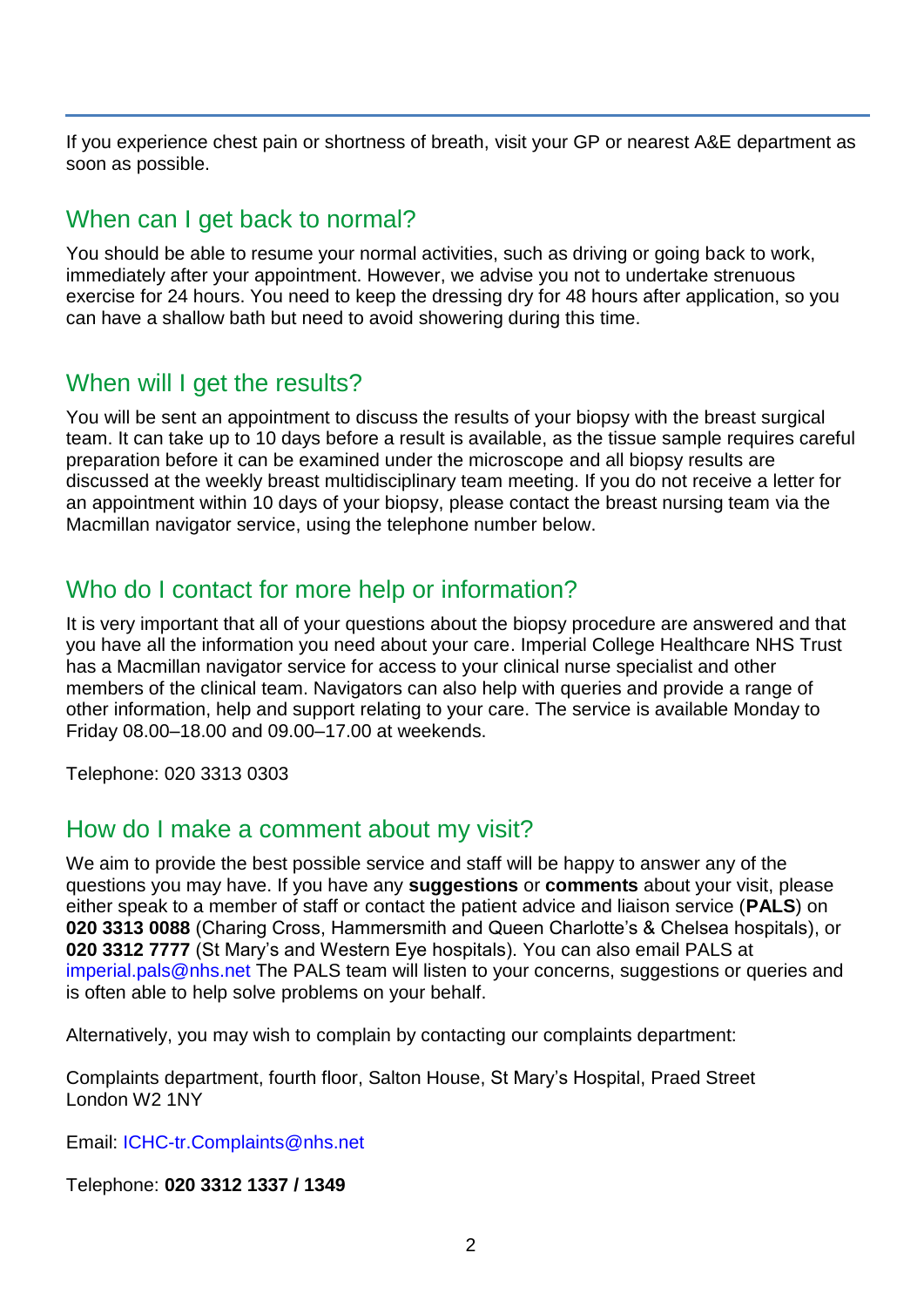If you experience chest pain or shortness of breath, visit your GP or nearest A&E department as soon as possible.

## When can I get back to normal?

You should be able to resume your normal activities, such as driving or going back to work, immediately after your appointment. However, we advise you not to undertake strenuous exercise for 24 hours. You need to keep the dressing dry for 48 hours after application, so you can have a shallow bath but need to avoid showering during this time.

## When will I get the results?

You will be sent an appointment to discuss the results of your biopsy with the breast surgical team. It can take up to 10 days before a result is available, as the tissue sample requires careful preparation before it can be examined under the microscope and all biopsy results are discussed at the weekly breast multidisciplinary team meeting. If you do not receive a letter for an appointment within 10 days of your biopsy, please contact the breast nursing team via the Macmillan navigator service, using the telephone number below.

## Who do I contact for more help or information?

It is very important that all of your questions about the biopsy procedure are answered and that you have all the information you need about your care. Imperial College Healthcare NHS Trust has a Macmillan navigator service for access to your clinical nurse specialist and other members of the clinical team. Navigators can also help with queries and provide a range of other information, help and support relating to your care. The service is available Monday to Friday 08.00–18.00 and 09.00–17.00 at weekends.

Telephone: 020 3313 0303

## How do I make a comment about my visit?

We aim to provide the best possible service and staff will be happy to answer any of the questions you may have. If you have any **suggestions** or **comments** about your visit, please either speak to a member of staff or contact the patient advice and liaison service (**PALS**) on **020 3313 0088** (Charing Cross, Hammersmith and Queen Charlotte's & Chelsea hospitals), or **020 3312 7777** (St Mary's and Western Eye hospitals). You can also email PALS at imperial.pals@nhs.net The PALS team will listen to your concerns, suggestions or queries and is often able to help solve problems on your behalf.

Alternatively, you may wish to complain by contacting our complaints department:

Complaints department, fourth floor, Salton House, St Mary's Hospital, Praed Street
London W2 1NY

Email: ICHC-tr.Complaints@nhs.net

Telephone: **020 3312 1337 / 1349**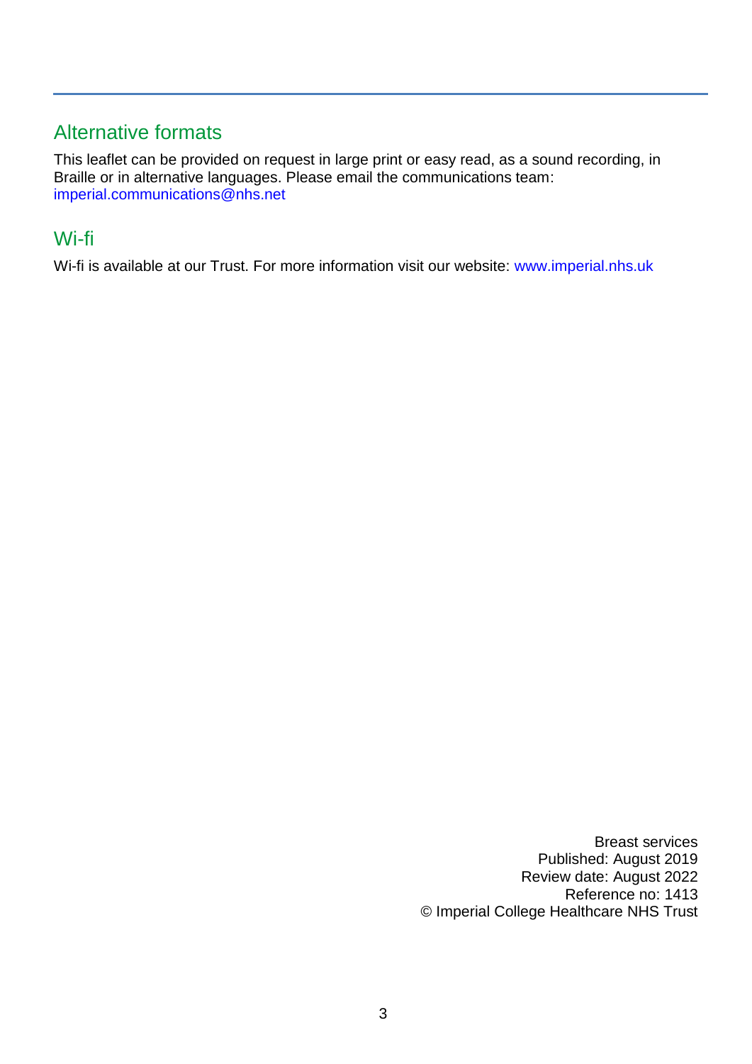## Alternative formats

This leaflet can be provided on request in large print or easy read, as a sound recording, in Braille or in alternative languages. Please email the communications team: imperial.communications@nhs.net

## Wi-fi

Wi-fi is available at our Trust. For more information visit our website: www.imperial.nhs.uk

Breast services
Published: August 2019
Review date: August 2022
Reference no: 1413
© Imperial College Healthcare NHS Trust